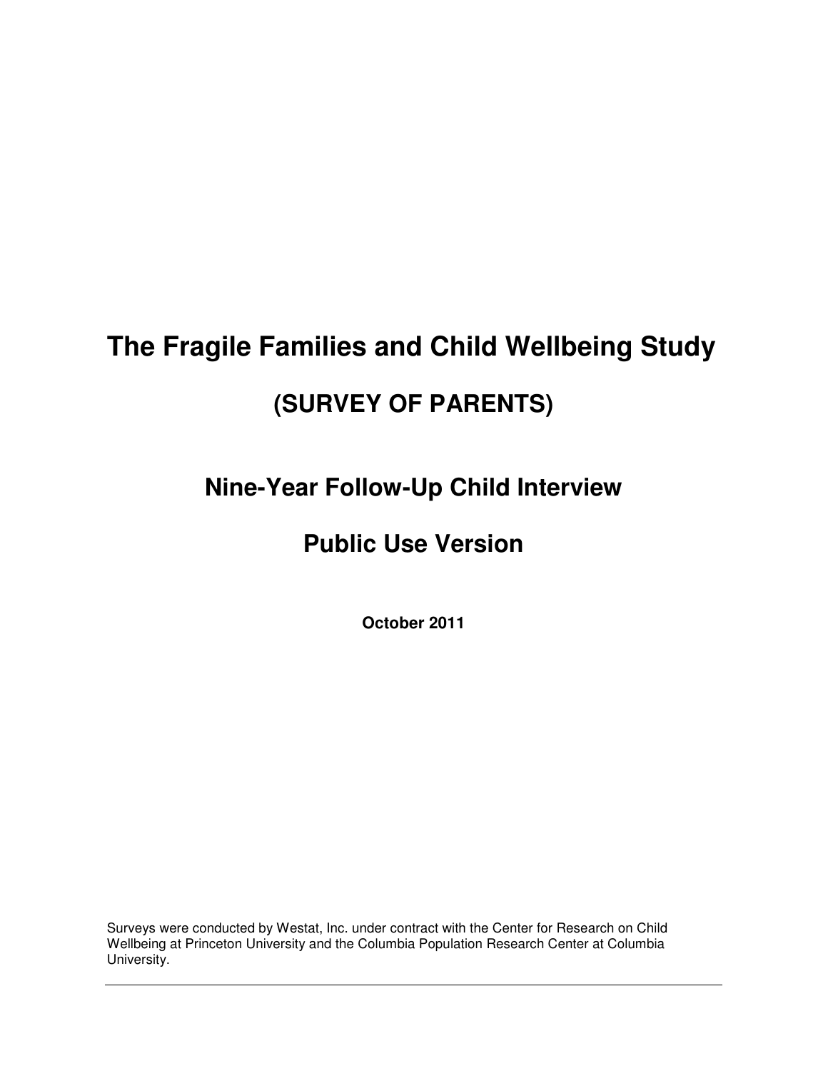# The Fragile Families and Child Wellbeing Study

## (SURVEY OF PARENTS)

## Nine-Year Follow-Up Child Interview

## Public Use Version

**October 2011**

Surveys were conducted by Westat, Inc. under contract with the Center for Research on Child Wellbeing at Princeton University and the Columbia Population Research Center at Columbia University.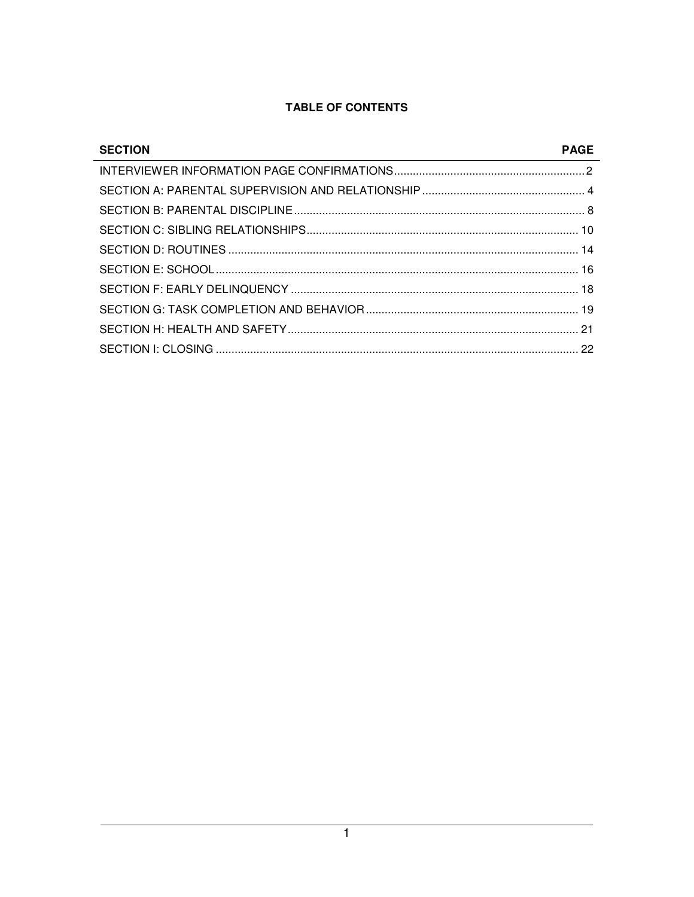## TABLE OF CONTENTS

| SECTION | PAGE |
|---|---|
| INTERVIEWER INFORMATION PAGE CONFIRMATIONS | 2 |
| SECTION A: PARENTAL SUPERVISION AND RELATIONSHIP | 4 |
| SECTION B: PARENTAL DISCIPLINE | 8 |
| SECTION C: SIBLING RELATIONSHIPS | 10 |
| SECTION D: ROUTINES | 14 |
| SECTION E: SCHOOL | 16 |
| SECTION F: EARLY DELINQUENCY | 18 |
| SECTION G: TASK COMPLETION AND BEHAVIOR | 19 |
| SECTION H: HEALTH AND SAFETY | 21 |
| SECTION I: CLOSING | 22 |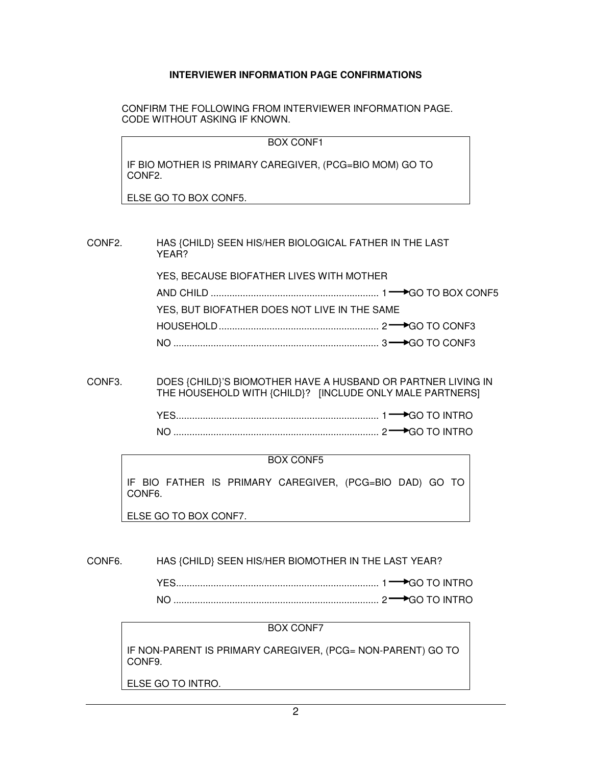**INTERVIEWER INFORMATION PAGE CONFIRMATIONS**

CONFIRM THE FOLLOWING FROM INTERVIEWER INFORMATION PAGE.
CODE WITHOUT ASKING IF KNOWN.

> BOX CONF1
>
> IF BIO MOTHER IS PRIMARY CAREGIVER, (PCG=BIO MOM) GO TO CONF2.
>
> ELSE GO TO BOX CONF5.

CONF2. HAS {CHILD} SEEN HIS/HER BIOLOGICAL FATHER IN THE LAST YEAR?

YES, BECAUSE BIOFATHER LIVES WITH MOTHER AND CHILD .............................................................. 1 → GO TO BOX CONF5
YES, BUT BIOFATHER DOES NOT LIVE IN THE SAME HOUSEHOLD ............................................................ 2 → GO TO CONF3
NO ............................................................................ 3 → GO TO CONF3

CONF3. DOES {CHILD}'S BIOMOTHER HAVE A HUSBAND OR PARTNER LIVING IN THE HOUSEHOLD WITH {CHILD}? [INCLUDE ONLY MALE PARTNERS]

YES........................................................................... 1 → GO TO INTRO
NO ............................................................................ 2 → GO TO INTRO

> BOX CONF5
>
> IF BIO FATHER IS PRIMARY CAREGIVER, (PCG=BIO DAD) GO TO CONF6.
>
> ELSE GO TO BOX CONF7.

CONF6. HAS {CHILD} SEEN HIS/HER BIOMOTHER IN THE LAST YEAR?

YES........................................................................... 1 → GO TO INTRO
NO ............................................................................ 2 → GO TO INTRO

> BOX CONF7
>
> IF NON-PARENT IS PRIMARY CAREGIVER, (PCG= NON-PARENT) GO TO CONF9.
>
> ELSE GO TO INTRO.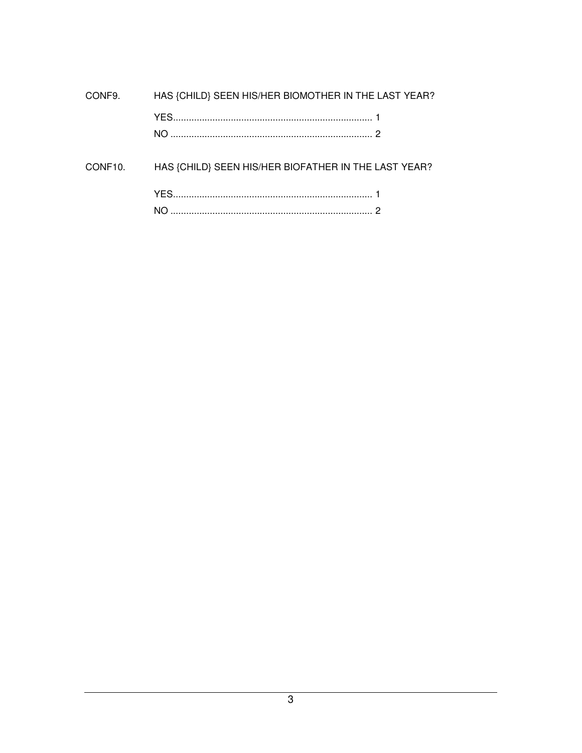CONF9. HAS {CHILD} SEEN HIS/HER BIOMOTHER IN THE LAST YEAR?

YES............................................................................ 1
NO ............................................................................ 2

CONF10. HAS {CHILD} SEEN HIS/HER BIOFATHER IN THE LAST YEAR?

YES............................................................................ 1
NO ............................................................................ 2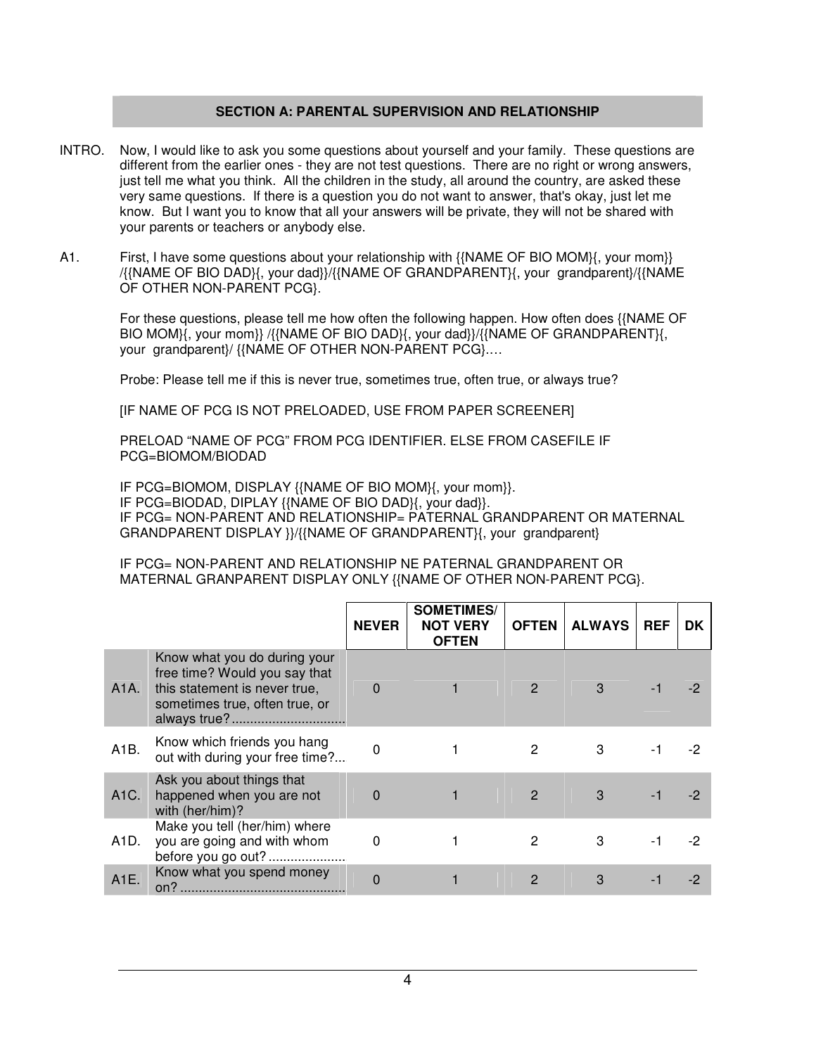## SECTION A: PARENTAL SUPERVISION AND RELATIONSHIP

INTRO. Now, I would like to ask you some questions about yourself and your family. These questions are different from the earlier ones - they are not test questions. There are no right or wrong answers, just tell me what you think. All the children in the study, all around the country, are asked these very same questions. If there is a question you do not want to answer, that's okay, just let me know. But I want you to know that all your answers will be private, they will not be shared with your parents or teachers or anybody else.

A1. First, I have some questions about your relationship with {{NAME OF BIO MOM}{, your mom}} /{{NAME OF BIO DAD}{, your dad}}/{{NAME OF GRANDPARENT}{, your grandparent}/{{NAME OF OTHER NON-PARENT PCG}.

For these questions, please tell me how often the following happen. How often does {{NAME OF BIO MOM}{, your mom}} /{{NAME OF BIO DAD}{, your dad}}/{{NAME OF GRANDPARENT}{, your grandparent}/ {{NAME OF OTHER NON-PARENT PCG}….

Probe: Please tell me if this is never true, sometimes true, often true, or always true?

[IF NAME OF PCG IS NOT PRELOADED, USE FROM PAPER SCREENER]

PRELOAD “NAME OF PCG” FROM PCG IDENTIFIER. ELSE FROM CASEFILE IF PCG=BIOMOM/BIODAD

IF PCG=BIOMOM, DISPLAY {{NAME OF BIO MOM}{, your mom}}.
IF PCG=BIODAD, DIPLAY {{NAME OF BIO DAD}{, your dad}}.
IF PCG= NON-PARENT AND RELATIONSHIP= PATERNAL GRANDPARENT OR MATERNAL GRANDPARENT DISPLAY }}/{{NAME OF GRANDPARENT}{, your grandparent}

IF PCG= NON-PARENT AND RELATIONSHIP NE PATERNAL GRANDPARENT OR MATERNAL GRANPARENT DISPLAY ONLY {{NAME OF OTHER NON-PARENT PCG}.

| | | NEVER | SOMETIMES/ NOT VERY OFTEN | OFTEN | ALWAYS | REF | DK |
|---|---|---|---|---|---|---|---|
| A1A. | Know what you do during your free time? Would you say that this statement is never true, sometimes true, often true, or always true? .............................. | 0 | 1 | 2 | 3 | -1 | -2 |
| A1B. | Know which friends you hang out with during your free time?... | 0 | 1 | 2 | 3 | -1 | -2 |
| A1C. | Ask you about things that happened when you are not with (her/him)? | 0 | 1 | 2 | 3 | -1 | -2 |
| A1D. | Make you tell (her/him) where you are going and with whom before you go out? ..................... | 0 | 1 | 2 | 3 | -1 | -2 |
| A1E. | Know what you spend money on? ............................................. | 0 | 1 | 2 | 3 | -1 | -2 |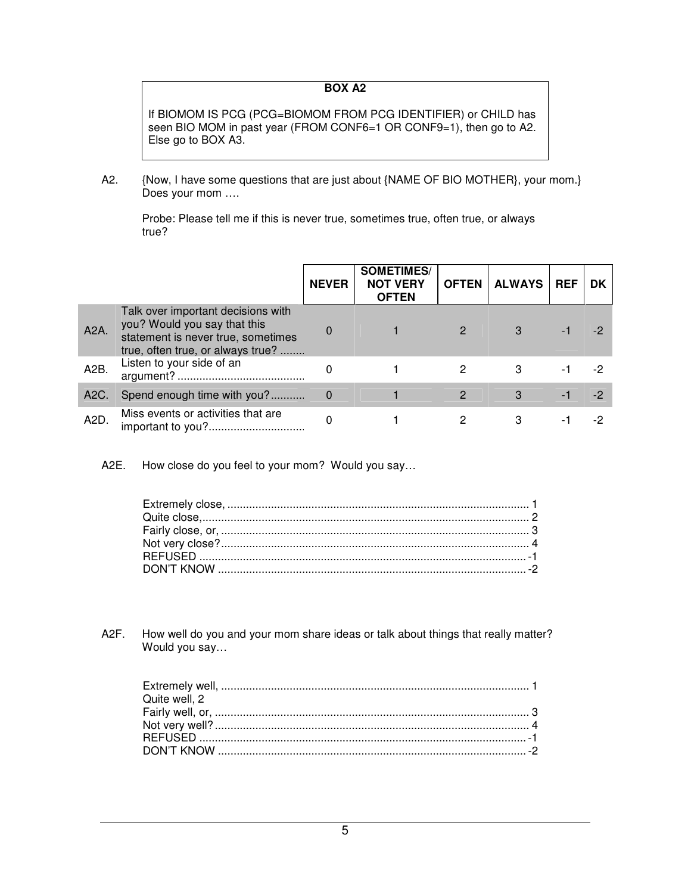**BOX A2**

If BIOMOM IS PCG (PCG=BIOMOM FROM PCG IDENTIFIER) or CHILD has seen BIO MOM in past year (FROM CONF6=1 OR CONF9=1), then go to A2. Else go to BOX A3.

A2. {Now, I have some questions that are just about {NAME OF BIO MOTHER}, your mom.} Does your mom ….

Probe: Please tell me if this is never true, sometimes true, often true, or always true?

| | | NEVER | SOMETIMES/ NOT VERY OFTEN | OFTEN | ALWAYS | REF | DK |
|---|---|---|---|---|---|---|---|
| A2A. | Talk over important decisions with you? Would you say that this statement is never true, sometimes true, often true, or always true? ........ | 0 | 1 | 2 | 3 | -1 | -2 |
| A2B. | Listen to your side of an argument? ......................................... | 0 | 1 | 2 | 3 | -1 | -2 |
| A2C. | Spend enough time with you?........... | 0 | 1 | 2 | 3 | -1 | -2 |
| A2D. | Miss events or activities that are important to you?............................... | 0 | 1 | 2 | 3 | -1 | -2 |

A2E. How close do you feel to your mom? Would you say…

Extremely close, ................................................................................................ 1
Quite close,........................................................................................................ 2
Fairly close, or, .................................................................................................. 3
Not very close?.................................................................................................. 4
REFUSED ........................................................................................................ -1
DON'T KNOW .................................................................................................. -2

A2F. How well do you and your mom share ideas or talk about things that really matter? Would you say…

Extremely well, .................................................................................................. 1
Quite well, 2
Fairly well, or, .................................................................................................... 3
Not very well? .................................................................................................... 4
REFUSED ........................................................................................................ -1
DON'T KNOW .................................................................................................. -2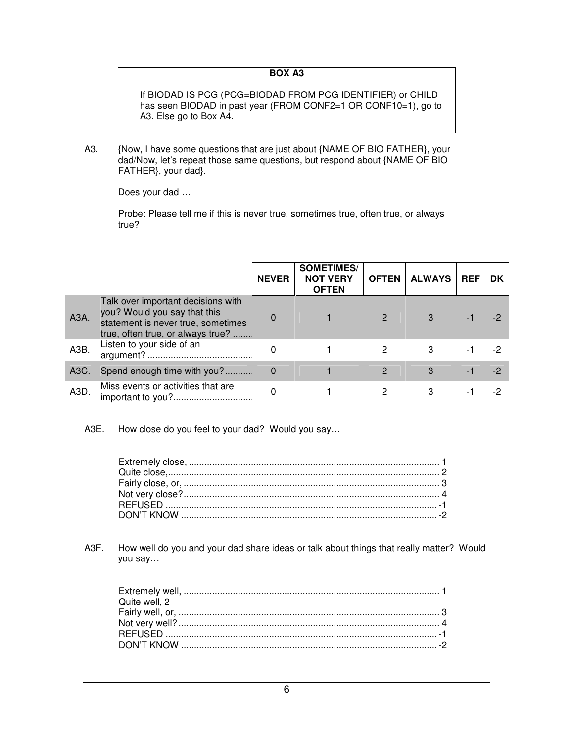**BOX A3**

If BIODAD IS PCG (PCG=BIODAD FROM PCG IDENTIFIER) or CHILD has seen BIODAD in past year (FROM CONF2=1 OR CONF10=1), go to A3. Else go to Box A4.

A3. {Now, I have some questions that are just about {NAME OF BIO FATHER}, your dad/Now, let's repeat those same questions, but respond about {NAME OF BIO FATHER}, your dad}.

Does your dad …

Probe: Please tell me if this is never true, sometimes true, often true, or always true?

| | | NEVER | SOMETIMES/ NOT VERY OFTEN | OFTEN | ALWAYS | REF | DK |
|---|---|---|---|---|---|---|---|
| A3A. | Talk over important decisions with you? Would you say that this statement is never true, sometimes true, often true, or always true? ........ | 0 | 1 | 2 | 3 | -1 | -2 |
| A3B. | Listen to your side of an argument? ......................................... | 0 | 1 | 2 | 3 | -1 | -2 |
| A3C. | Spend enough time with you?........... | 0 | 1 | 2 | 3 | -1 | -2 |
| A3D. | Miss events or activities that are important to you?.............................. | 0 | 1 | 2 | 3 | -1 | -2 |

A3E. How close do you feel to your dad? Would you say…

Extremely close, ................................................................................................ 1
Quite close,........................................................................................................ 2
Fairly close, or, .................................................................................................. 3
Not very close?.................................................................................................. 4
REFUSED ........................................................................................................ -1
DON'T KNOW .................................................................................................. -2

A3F. How well do you and your dad share ideas or talk about things that really matter? Would you say…

Extremely well, .................................................................................................. 1
Quite well, 2
Fairly well, or, .................................................................................................... 3
Not very well?.................................................................................................... 4
REFUSED ........................................................................................................ -1
DON'T KNOW .................................................................................................. -2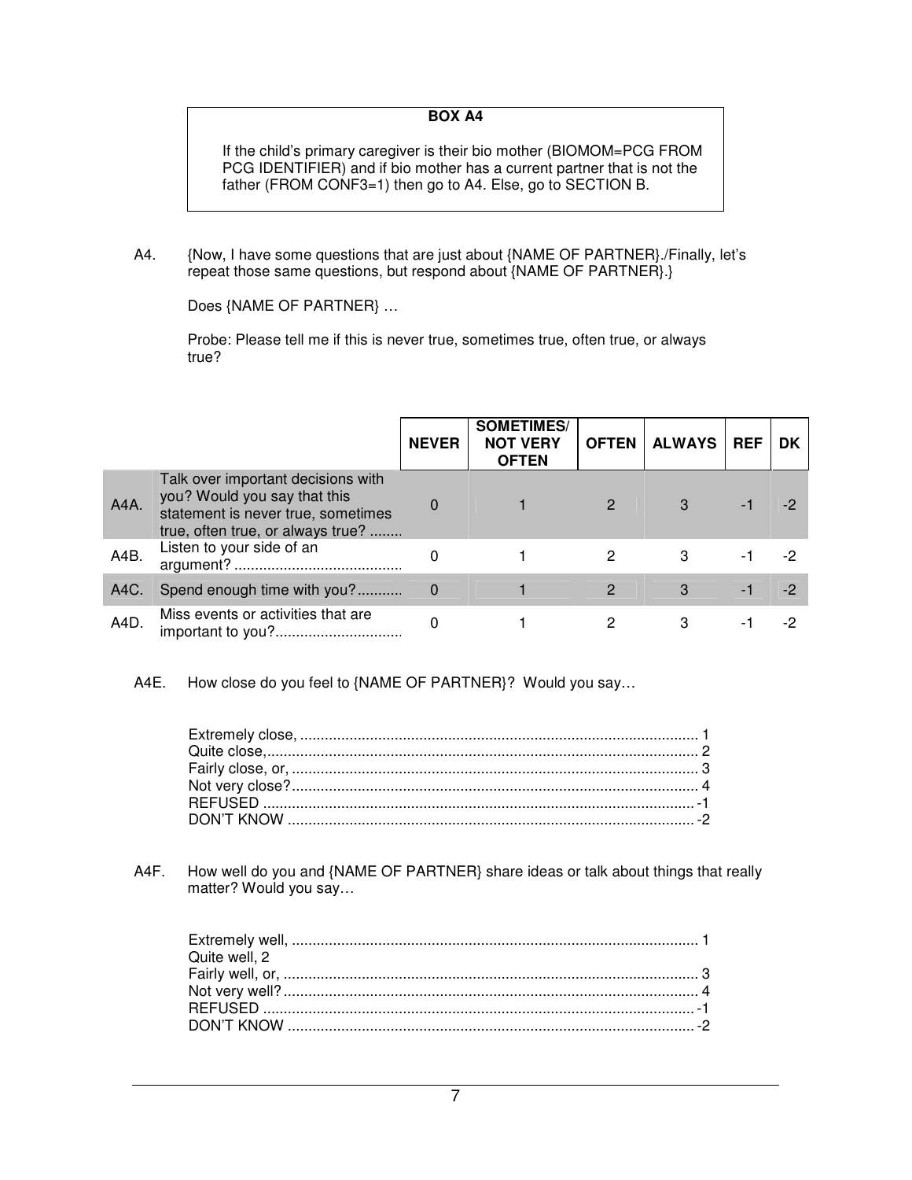**BOX A4**

If the child's primary caregiver is their bio mother (BIOMOM=PCG FROM PCG IDENTIFIER) and if bio mother has a current partner that is not the father (FROM CONF3=1) then go to A4. Else, go to SECTION B.

A4. {Now, I have some questions that are just about {NAME OF PARTNER}./Finally, let's repeat those same questions, but respond about {NAME OF PARTNER}.}

Does {NAME OF PARTNER} …

Probe: Please tell me if this is never true, sometimes true, often true, or always true?

| | | NEVER | SOMETIMES/ NOT VERY OFTEN | OFTEN | ALWAYS | REF | DK |
|---|---|---|---|---|---|---|---|
| A4A. | Talk over important decisions with you? Would you say that this statement is never true, sometimes true, often true, or always true? ........ | 0 | 1 | 2 | 3 | -1 | -2 |
| A4B. | Listen to your side of an argument? ........................................ | 0 | 1 | 2 | 3 | -1 | -2 |
| A4C. | Spend enough time with you? .......... | 0 | 1 | 2 | 3 | -1 | -2 |
| A4D. | Miss events or activities that are important to you? .............................. | 0 | 1 | 2 | 3 | -1 | -2 |

A4E. How close do you feel to {NAME OF PARTNER}? Would you say…

Extremely close, ................................................................................................ 1
Quite close,........................................................................................................ 2
Fairly close, or, .................................................................................................. 3
Not very close? .................................................................................................. 4
REFUSED ........................................................................................................ -1
DON'T KNOW .................................................................................................. -2

A4F. How well do you and {NAME OF PARTNER} share ideas or talk about things that really matter? Would you say…

Extremely well, .................................................................................................. 1
Quite well, 2
Fairly well, or, .................................................................................................... 3
Not very well? .................................................................................................... 4
REFUSED ........................................................................................................ -1
DON'T KNOW .................................................................................................. -2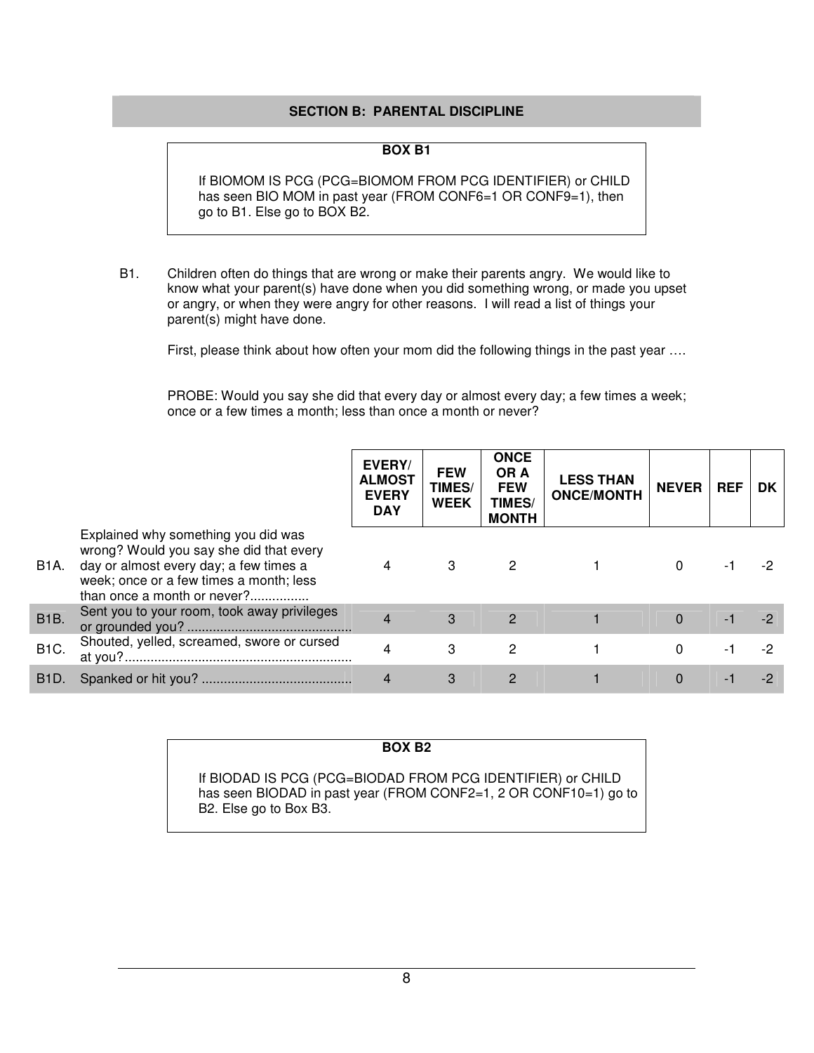## SECTION B: PARENTAL DISCIPLINE

**BOX B1**

If BIOMOM IS PCG (PCG=BIOMOM FROM PCG IDENTIFIER) or CHILD has seen BIO MOM in past year (FROM CONF6=1 OR CONF9=1), then go to B1. Else go to BOX B2.

B1. Children often do things that are wrong or make their parents angry. We would like to know what your parent(s) have done when you did something wrong, or made you upset or angry, or when they were angry for other reasons. I will read a list of things your parent(s) might have done.

First, please think about how often your mom did the following things in the past year ….

PROBE: Would you say she did that every day or almost every day; a few times a week; once or a few times a month; less than once a month or never?

| | | EVERY/ ALMOST EVERY DAY | FEW TIMES/ WEEK | ONCE OR A FEW TIMES/ MONTH | LESS THAN ONCE/MONTH | NEVER | REF | DK |
|---|---|---|---|---|---|---|---|---|
| B1A. | Explained why something you did was wrong? Would you say she did that every day or almost every day; a few times a week; once or a few times a month; less than once a month or never?................ | 4 | 3 | 2 | 1 | 0 | -1 | -2 |
| B1B. | Sent you to your room, took away privileges or grounded you? ............................................ | 4 | 3 | 2 | 1 | 0 | -1 | -2 |
| B1C. | Shouted, yelled, screamed, swore or cursed at you?............................................................. | 4 | 3 | 2 | 1 | 0 | -1 | -2 |
| B1D. | Spanked or hit you? ........................................ | 4 | 3 | 2 | 1 | 0 | -1 | -2 |

**BOX B2**

If BIODAD IS PCG (PCG=BIODAD FROM PCG IDENTIFIER) or CHILD has seen BIODAD in past year (FROM CONF2=1, 2 OR CONF10=1) go to B2. Else go to Box B3.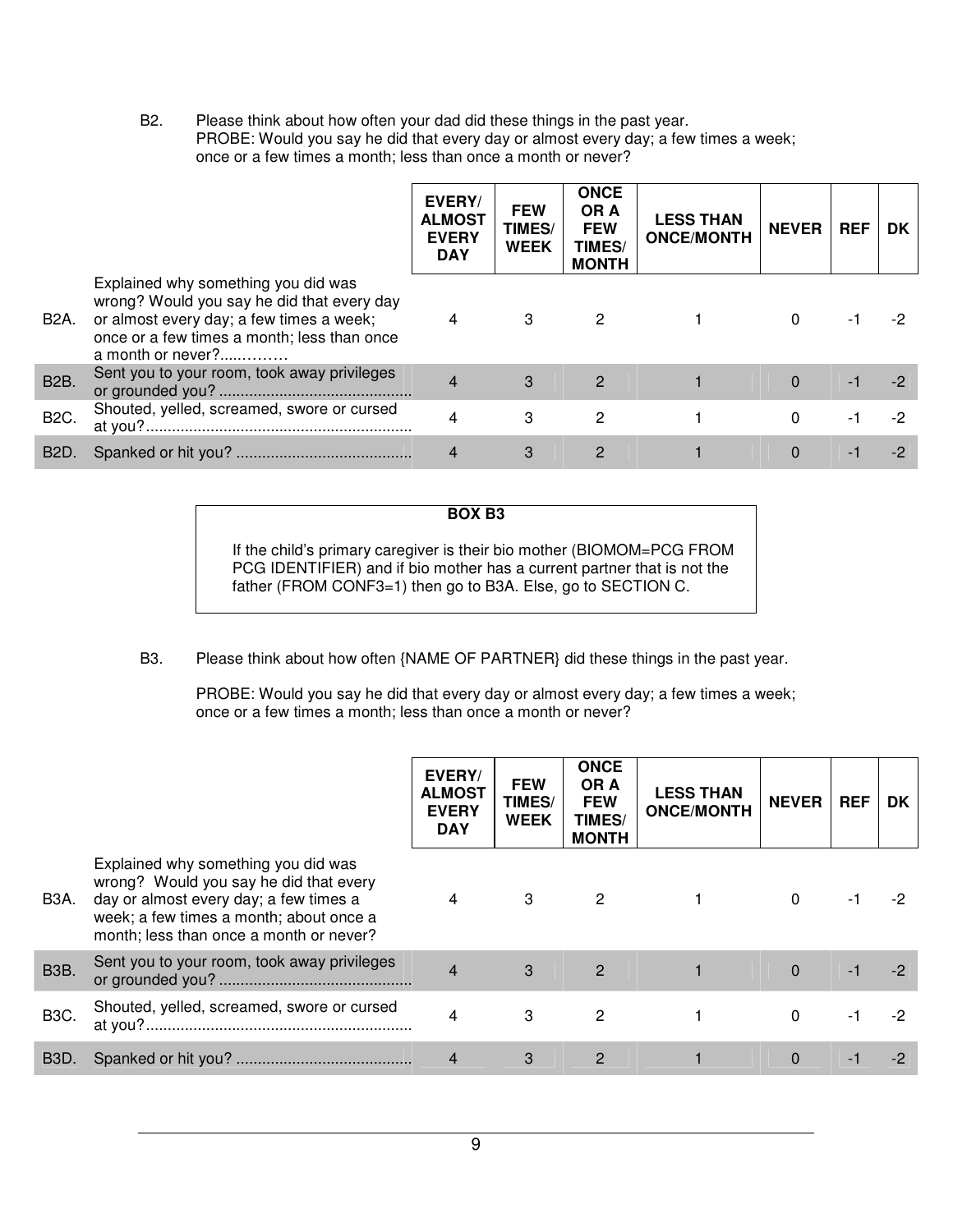B2. Please think about how often your dad did these things in the past year.
PROBE: Would you say he did that every day or almost every day; a few times a week; once or a few times a month; less than once a month or never?

| | | EVERY/ ALMOST EVERY DAY | FEW TIMES/ WEEK | ONCE OR A FEW TIMES/ MONTH | LESS THAN ONCE/MONTH | NEVER | REF | DK |
|---|---|---|---|---|---|---|---|---|
| B2A. | Explained why something you did was wrong? Would you say he did that every day or almost every day; a few times a week; once or a few times a month; less than once a month or never?.....……… | 4 | 3 | 2 | 1 | 0 | -1 | -2 |
| B2B. | Sent you to your room, took away privileges or grounded you? ............................................ | 4 | 3 | 2 | 1 | 0 | -1 | -2 |
| B2C. | Shouted, yelled, screamed, swore or cursed at you?............................................................. | 4 | 3 | 2 | 1 | 0 | -1 | -2 |
| B2D. | Spanked or hit you? ........................................ | 4 | 3 | 2 | 1 | 0 | -1 | -2 |

**BOX B3**

If the child's primary caregiver is their bio mother (BIOMOM=PCG FROM PCG IDENTIFIER) and if bio mother has a current partner that is not the father (FROM CONF3=1) then go to B3A. Else, go to SECTION C.

B3. Please think about how often {NAME OF PARTNER} did these things in the past year.

PROBE: Would you say he did that every day or almost every day; a few times a week; once or a few times a month; less than once a month or never?

| | | EVERY/ ALMOST EVERY DAY | FEW TIMES/ WEEK | ONCE OR A FEW TIMES/ MONTH | LESS THAN ONCE/MONTH | NEVER | REF | DK |
|---|---|---|---|---|---|---|---|---|
| B3A. | Explained why something you did was wrong? Would you say he did that every day or almost every day; a few times a week; a few times a month; about once a month; less than once a month or never? | 4 | 3 | 2 | 1 | 0 | -1 | -2 |
| B3B. | Sent you to your room, took away privileges or grounded you? ............................................ | 4 | 3 | 2 | 1 | 0 | -1 | -2 |
| B3C. | Shouted, yelled, screamed, swore or cursed at you?............................................................. | 4 | 3 | 2 | 1 | 0 | -1 | -2 |
| B3D. | Spanked or hit you? ........................................ | 4 | 3 | 2 | 1 | 0 | -1 | -2 |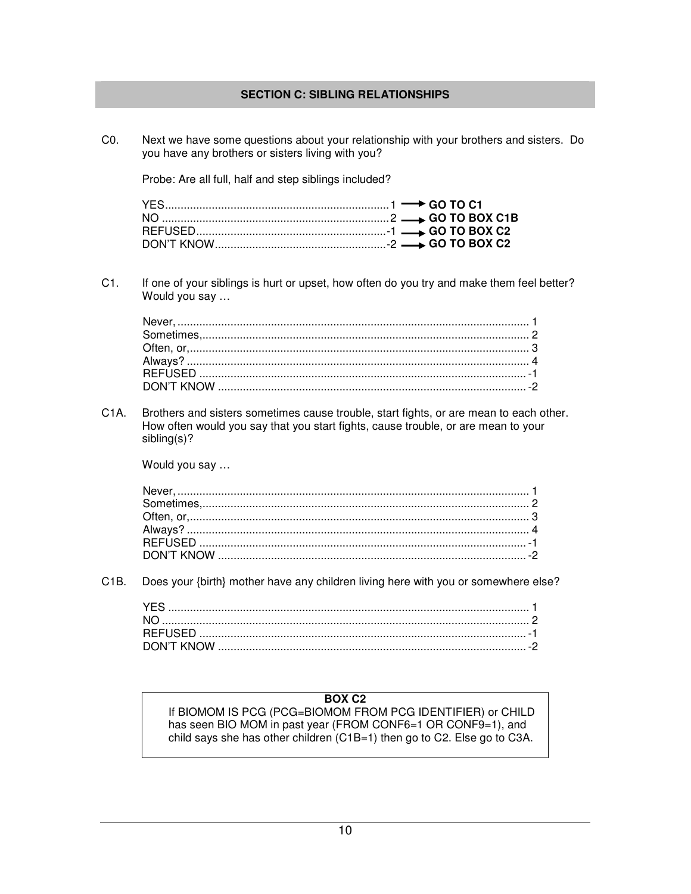## SECTION C: SIBLING RELATIONSHIPS

C0. Next we have some questions about your relationship with your brothers and sisters. Do you have any brothers or sisters living with you?

Probe: Are all full, half and step siblings included?

YES....................................................................1 → **GO TO C1**
NO .....................................................................2 → **GO TO BOX C1B**
REFUSED..........................................................-1 → **GO TO BOX C2**
DON'T KNOW....................................................-2 → **GO TO BOX C2**

C1. If one of your siblings is hurt or upset, how often do you try and make them feel better? Would you say …

Never, ............................................................................................................. 1
Sometimes,...................................................................................................... 2
Often, or,.......................................................................................................... 3
Always? ........................................................................................................... 4
REFUSED ......................................................................................................-1
DON'T KNOW .................................................................................................-2

C1A. Brothers and sisters sometimes cause trouble, start fights, or are mean to each other. How often would you say that you start fights, cause trouble, or are mean to your sibling(s)?

Would you say …

Never, ............................................................................................................. 1
Sometimes,...................................................................................................... 2
Often, or,.......................................................................................................... 3
Always? ........................................................................................................... 4
REFUSED ......................................................................................................-1
DON'T KNOW .................................................................................................-2

C1B. Does your {birth} mother have any children living here with you or somewhere else?

YES ................................................................................................................ 1
NO .................................................................................................................. 2
REFUSED ......................................................................................................-1
DON'T KNOW .................................................................................................-2

**BOX C2**
If BIOMOM IS PCG (PCG=BIOMOM FROM PCG IDENTIFIER) or CHILD has seen BIO MOM in past year (FROM CONF6=1 OR CONF9=1), and child says she has other children (C1B=1) then go to C2. Else go to C3A.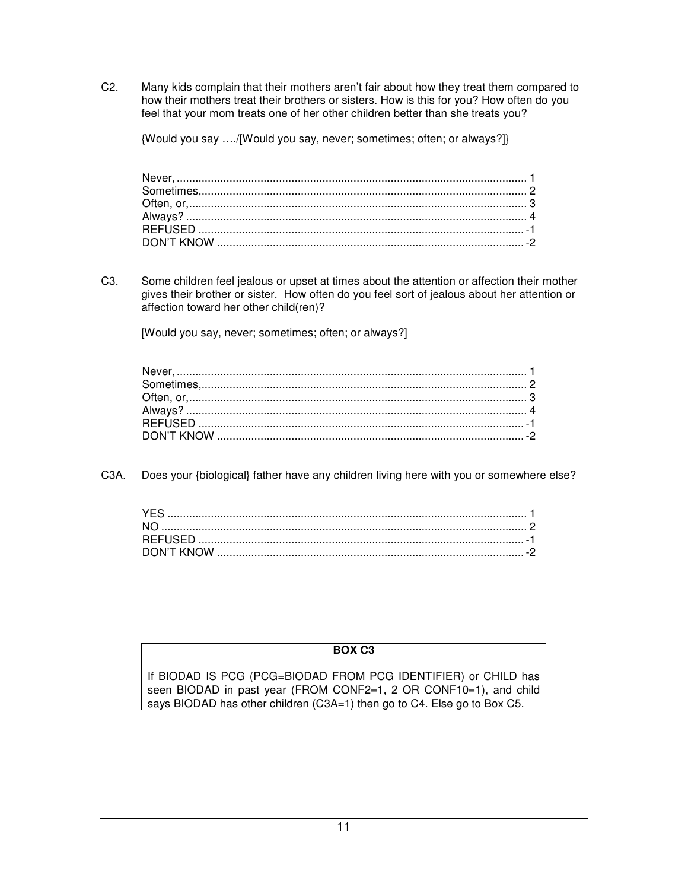C2. Many kids complain that their mothers aren't fair about how they treat them compared to how their mothers treat their brothers or sisters. How is this for you? How often do you feel that your mom treats one of her other children better than she treats you?

{Would you say …./[Would you say, never; sometimes; often; or always?]}

| | |
|---|---|
| Never, | 1 |
| Sometimes, | 2 |
| Often, or, | 3 |
| Always? | 4 |
| REFUSED | -1 |
| DON'T KNOW | -2 |

C3. Some children feel jealous or upset at times about the attention or affection their mother gives their brother or sister. How often do you feel sort of jealous about her attention or affection toward her other child(ren)?

[Would you say, never; sometimes; often; or always?]

| | |
|---|---|
| Never, | 1 |
| Sometimes, | 2 |
| Often, or, | 3 |
| Always? | 4 |
| REFUSED | -1 |
| DON'T KNOW | -2 |

C3A. Does your {biological} father have any children living here with you or somewhere else?

| | |
|---|---|
| YES | 1 |
| NO | 2 |
| REFUSED | -1 |
| DON'T KNOW | -2 |

**BOX C3**

If BIODAD IS PCG (PCG=BIODAD FROM PCG IDENTIFIER) or CHILD has seen BIODAD in past year (FROM CONF2=1, 2 OR CONF10=1), and child says BIODAD has other children (C3A=1) then go to C4. Else go to Box C5.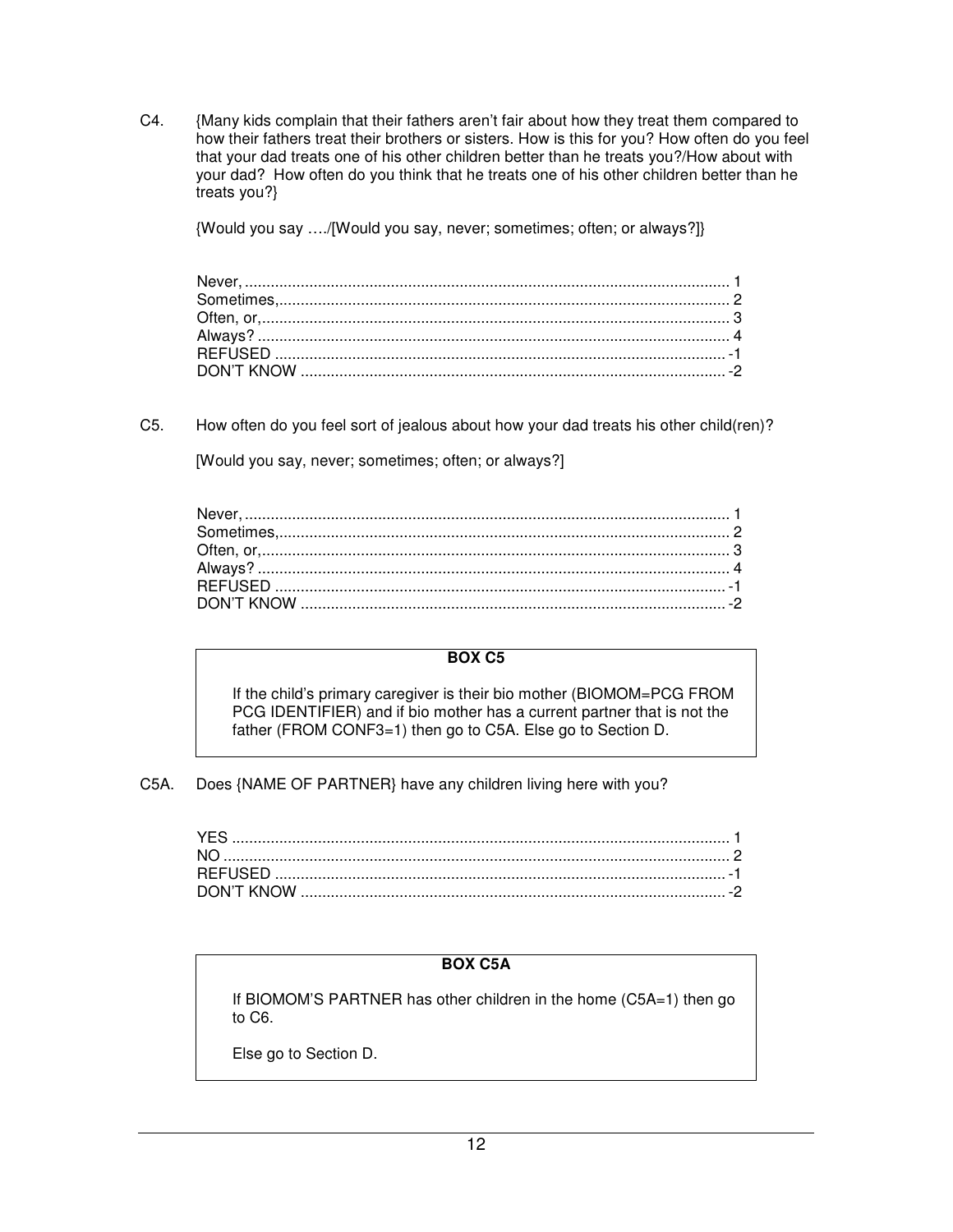C4. {Many kids complain that their fathers aren't fair about how they treat them compared to how their fathers treat their brothers or sisters. How is this for you? How often do you feel that your dad treats one of his other children better than he treats you?/How about with your dad? How often do you think that he treats one of his other children better than he treats you?}

{Would you say …./[Would you say, never; sometimes; often; or always?]}

Never, ................................................................................................................ 1
Sometimes,........................................................................................................ 2
Often, or,............................................................................................................ 3
Always? ............................................................................................................. 4
REFUSED ........................................................................................................ -1
DON'T KNOW .................................................................................................. -2

C5. How often do you feel sort of jealous about how your dad treats his other child(ren)?

[Would you say, never; sometimes; often; or always?]

Never, ................................................................................................................ 1
Sometimes,........................................................................................................ 2
Often, or,............................................................................................................ 3
Always? ............................................................................................................. 4
REFUSED ........................................................................................................ -1
DON'T KNOW .................................................................................................. -2

**BOX C5**

If the child's primary caregiver is their bio mother (BIOMOM=PCG FROM PCG IDENTIFIER) and if bio mother has a current partner that is not the father (FROM CONF3=1) then go to C5A. Else go to Section D.

C5A. Does {NAME OF PARTNER} have any children living here with you?

YES ................................................................................................................... 1
NO ..................................................................................................................... 2
REFUSED ........................................................................................................ -1
DON'T KNOW .................................................................................................. -2

**BOX C5A**

If BIOMOM'S PARTNER has other children in the home (C5A=1) then go to C6.

Else go to Section D.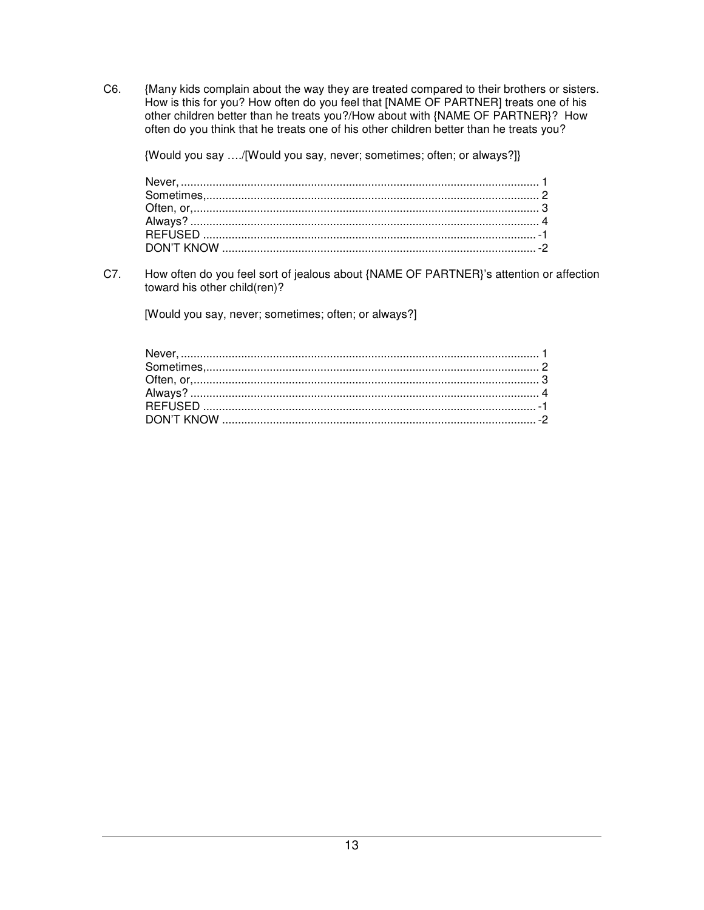C6. {Many kids complain about the way they are treated compared to their brothers or sisters. How is this for you? How often do you feel that [NAME OF PARTNER] treats one of his other children better than he treats you?/How about with {NAME OF PARTNER}? How often do you think that he treats one of his other children better than he treats you?

{Would you say …./[Would you say, never; sometimes; often; or always?]}

| | |
|---|---|
| Never, | 1 |
| Sometimes, | 2 |
| Often, or, | 3 |
| Always? | 4 |
| REFUSED | -1 |
| DON'T KNOW | -2 |

C7. How often do you feel sort of jealous about {NAME OF PARTNER}'s attention or affection toward his other child(ren)?

[Would you say, never; sometimes; often; or always?]

| | |
|---|---|
| Never, | 1 |
| Sometimes, | 2 |
| Often, or, | 3 |
| Always? | 4 |
| REFUSED | -1 |
| DON'T KNOW | -2 |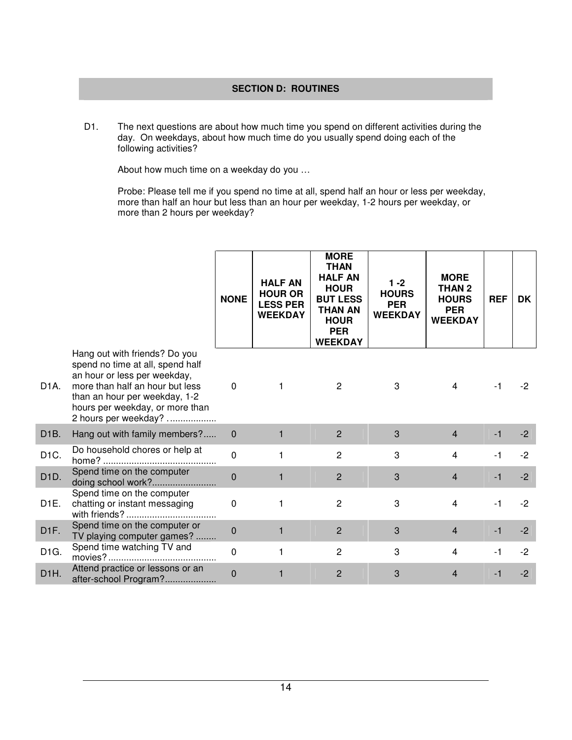## SECTION D: ROUTINES

D1. The next questions are about how much time you spend on different activities during the day. On weekdays, about how much time do you usually spend doing each of the following activities?

About how much time on a weekday do you …

Probe: Please tell me if you spend no time at all, spend half an hour or less per weekday, more than half an hour but less than an hour per weekday, 1-2 hours per weekday, or more than 2 hours per weekday?

| | | NONE | HALF AN HOUR OR LESS PER WEEKDAY | MORE THAN HALF AN HOUR BUT LESS THAN AN HOUR PER WEEKDAY | 1 -2 HOURS PER WEEKDAY | MORE THAN 2 HOURS PER WEEKDAY | REF | DK |
|---|---|---|---|---|---|---|---|---|
| D1A. | Hang out with friends? Do you spend no time at all, spend half an hour or less per weekday, more than half an hour but less than an hour per weekday, 1-2 hours per weekday, or more than 2 hours per weekday? .................. | 0 | 1 | 2 | 3 | 4 | -1 | -2 |
| D1B. | Hang out with family members?..... | 0 | 1 | 2 | 3 | 4 | -1 | -2 |
| D1C. | Do household chores or help at home? ............................................ | 0 | 1 | 2 | 3 | 4 | -1 | -2 |
| D1D. | Spend time on the computer doing school work?......................... | 0 | 1 | 2 | 3 | 4 | -1 | -2 |
| D1E. | Spend time on the computer chatting or instant messaging with friends? .................................. | 0 | 1 | 2 | 3 | 4 | -1 | -2 |
| D1F. | Spend time on the computer or TV playing computer games? ........ | 0 | 1 | 2 | 3 | 4 | -1 | -2 |
| D1G. | Spend time watching TV and movies? .......................................... | 0 | 1 | 2 | 3 | 4 | -1 | -2 |
| D1H. | Attend practice or lessons or an after-school Program?.................... | 0 | 1 | 2 | 3 | 4 | -1 | -2 |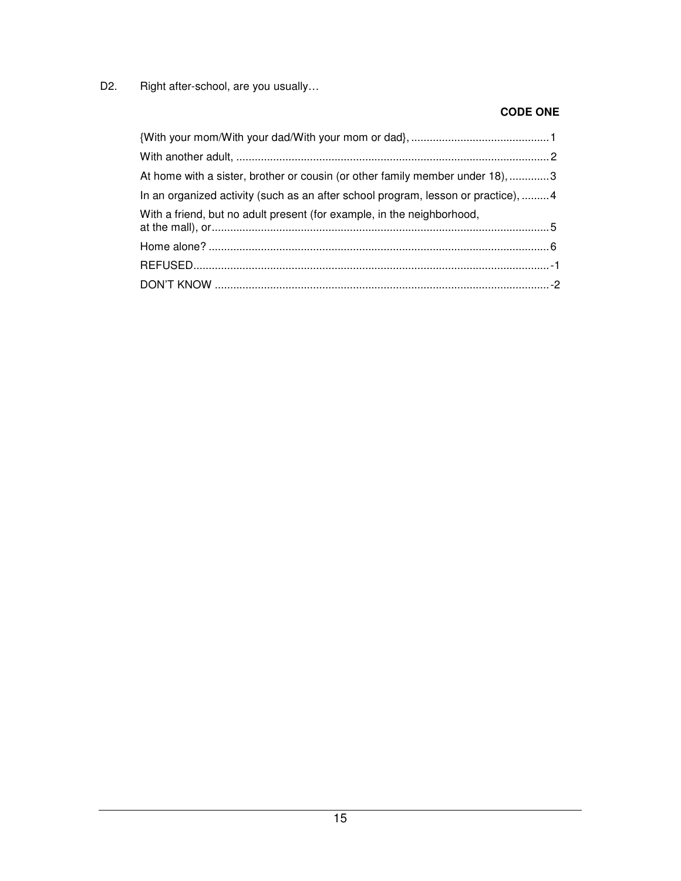D2. Right after-school, are you usually…

**CODE ONE**

| | |
|---|---|
| {With your mom/With your dad/With your mom or dad}, | 1 |
| With another adult, | 2 |
| At home with a sister, brother or cousin (or other family member under 18), | 3 |
| In an organized activity (such as an after school program, lesson or practice), | 4 |
| With a friend, but no adult present (for example, in the neighborhood, at the mall), or | 5 |
| Home alone? | 6 |
| REFUSED | -1 |
| DON'T KNOW | -2 |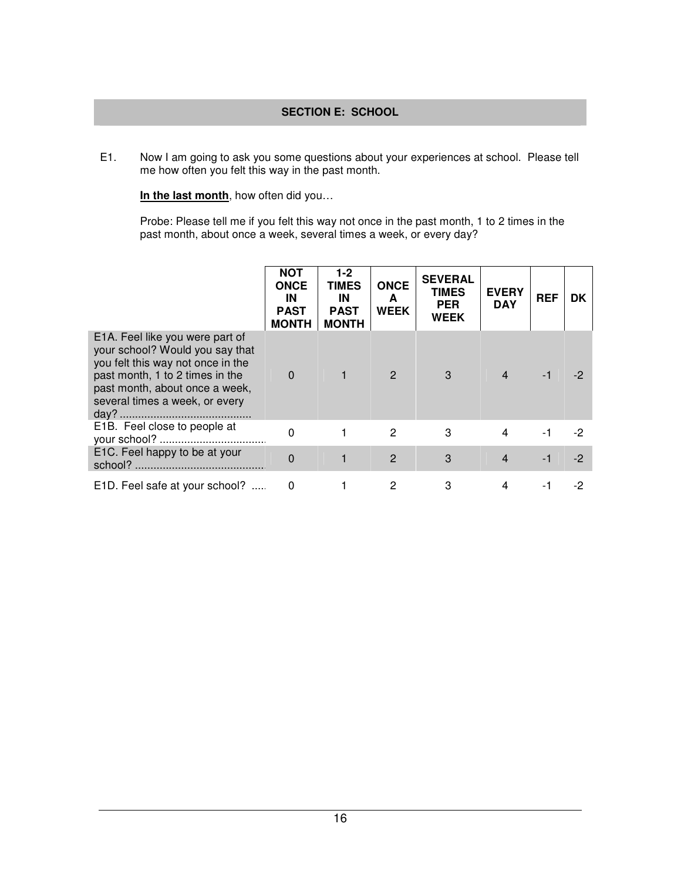## SECTION E: SCHOOL

E1. Now I am going to ask you some questions about your experiences at school. Please tell me how often you felt this way in the past month.

**In the last month**, how often did you…

Probe: Please tell me if you felt this way not once in the past month, 1 to 2 times in the past month, about once a week, several times a week, or every day?

| | NOT ONCE IN PAST MONTH | 1-2 TIMES IN PAST MONTH | ONCE A WEEK | SEVERAL TIMES PER WEEK | EVERY DAY | REF | DK |
|---|---|---|---|---|---|---|---|
| E1A. Feel like you were part of your school? Would you say that you felt this way not once in the past month, 1 to 2 times in the past month, about once a week, several times a week, or every day? .......................................... | 0 | 1 | 2 | 3 | 4 | -1 | -2 |
| E1B. Feel close to people at your school? .................................. | 0 | 1 | 2 | 3 | 4 | -1 | -2 |
| E1C. Feel happy to be at your school? .......................................... | 0 | 1 | 2 | 3 | 4 | -1 | -2 |
| E1D. Feel safe at your school? ..... | 0 | 1 | 2 | 3 | 4 | -1 | -2 |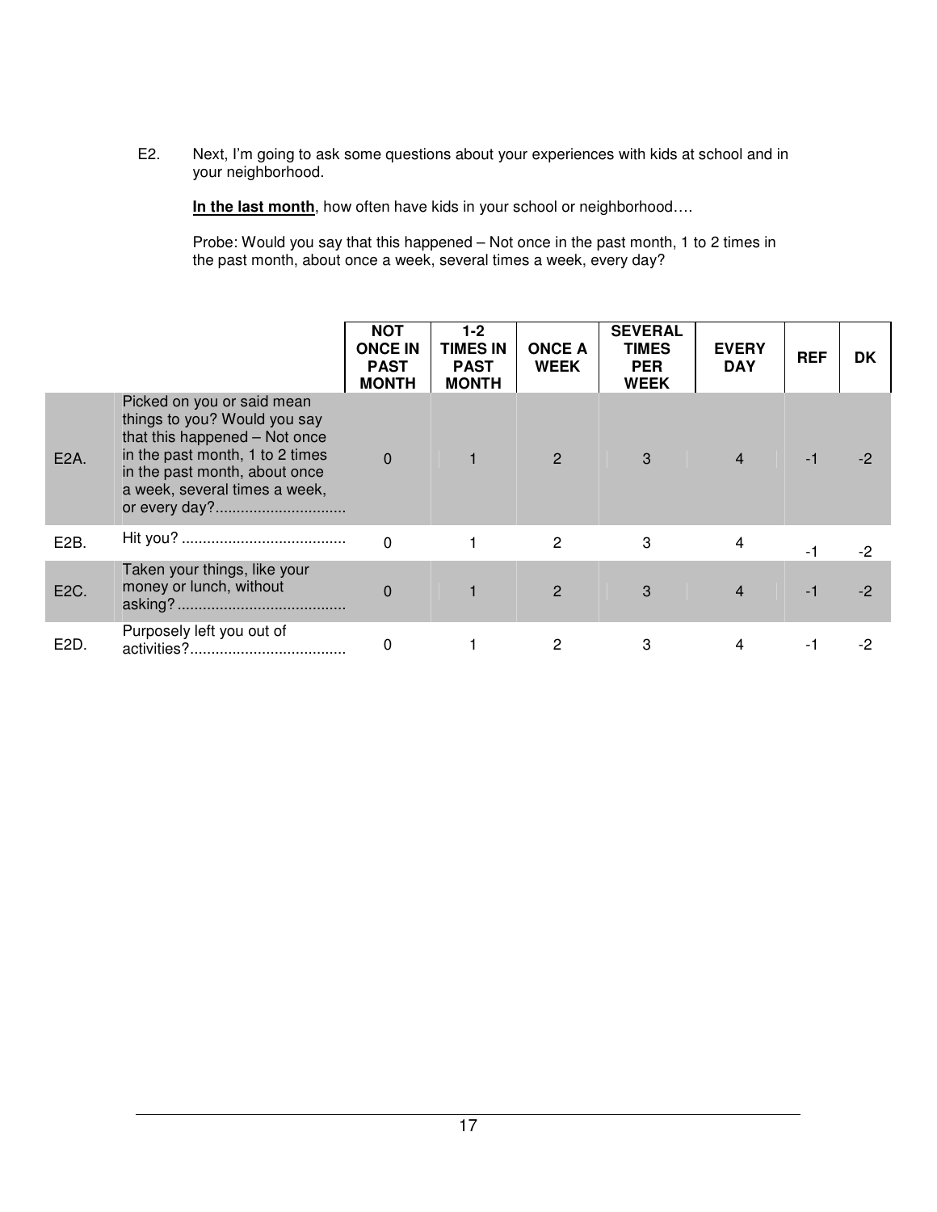E2. Next, I'm going to ask some questions about your experiences with kids at school and in your neighborhood.

**In the last month**, how often have kids in your school or neighborhood….

Probe: Would you say that this happened – Not once in the past month, 1 to 2 times in the past month, about once a week, several times a week, every day?

| | | NOT ONCE IN PAST MONTH | 1-2 TIMES IN PAST MONTH | ONCE A WEEK | SEVERAL TIMES PER WEEK | EVERY DAY | REF | DK |
|---|---|---|---|---|---|---|---|---|
| E2A. | Picked on you or said mean things to you? Would you say that this happened – Not once in the past month, 1 to 2 times in the past month, about once a week, several times a week, or every day?.............................. | 0 | 1 | 2 | 3 | 4 | -1 | -2 |
| E2B. | Hit you? ....................................... | 0 | 1 | 2 | 3 | 4 | -1 | -2 |
| E2C. | Taken your things, like your money or lunch, without asking? ....................................... | 0 | 1 | 2 | 3 | 4 | -1 | -2 |
| E2D. | Purposely left you out of activities?.................................... | 0 | 1 | 2 | 3 | 4 | -1 | -2 |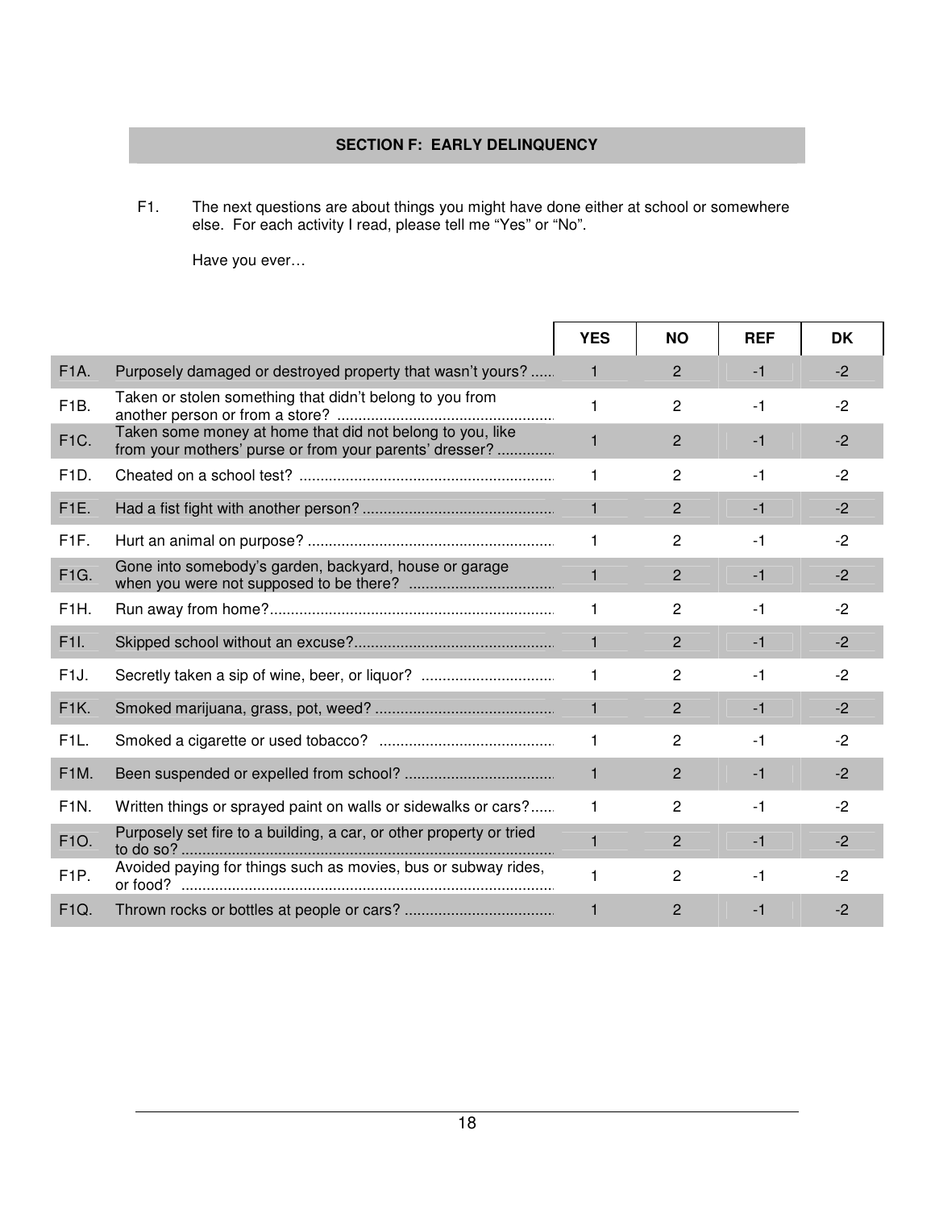## SECTION F: EARLY DELINQUENCY

F1. The next questions are about things you might have done either at school or somewhere else. For each activity I read, please tell me "Yes" or "No".

Have you ever…

| | | YES | NO | REF | DK |
|---|---|---|---|---|---|
| F1A. | Purposely damaged or destroyed property that wasn't yours? | 1 | 2 | -1 | -2 |
| F1B. | Taken or stolen something that didn't belong to you from another person or from a store? | 1 | 2 | -1 | -2 |
| F1C. | Taken some money at home that did not belong to you, like from your mothers' purse or from your parents' dresser? | 1 | 2 | -1 | -2 |
| F1D. | Cheated on a school test? | 1 | 2 | -1 | -2 |
| F1E. | Had a fist fight with another person? | 1 | 2 | -1 | -2 |
| F1F. | Hurt an animal on purpose? | 1 | 2 | -1 | -2 |
| F1G. | Gone into somebody's garden, backyard, house or garage when you were not supposed to be there? | 1 | 2 | -1 | -2 |
| F1H. | Run away from home? | 1 | 2 | -1 | -2 |
| F1I. | Skipped school without an excuse? | 1 | 2 | -1 | -2 |
| F1J. | Secretly taken a sip of wine, beer, or liquor? | 1 | 2 | -1 | -2 |
| F1K. | Smoked marijuana, grass, pot, weed? | 1 | 2 | -1 | -2 |
| F1L. | Smoked a cigarette or used tobacco? | 1 | 2 | -1 | -2 |
| F1M. | Been suspended or expelled from school? | 1 | 2 | -1 | -2 |
| F1N. | Written things or sprayed paint on walls or sidewalks or cars? | 1 | 2 | -1 | -2 |
| F1O. | Purposely set fire to a building, a car, or other property or tried to do so? | 1 | 2 | -1 | -2 |
| F1P. | Avoided paying for things such as movies, bus or subway rides, or food? | 1 | 2 | -1 | -2 |
| F1Q. | Thrown rocks or bottles at people or cars? | 1 | 2 | -1 | -2 |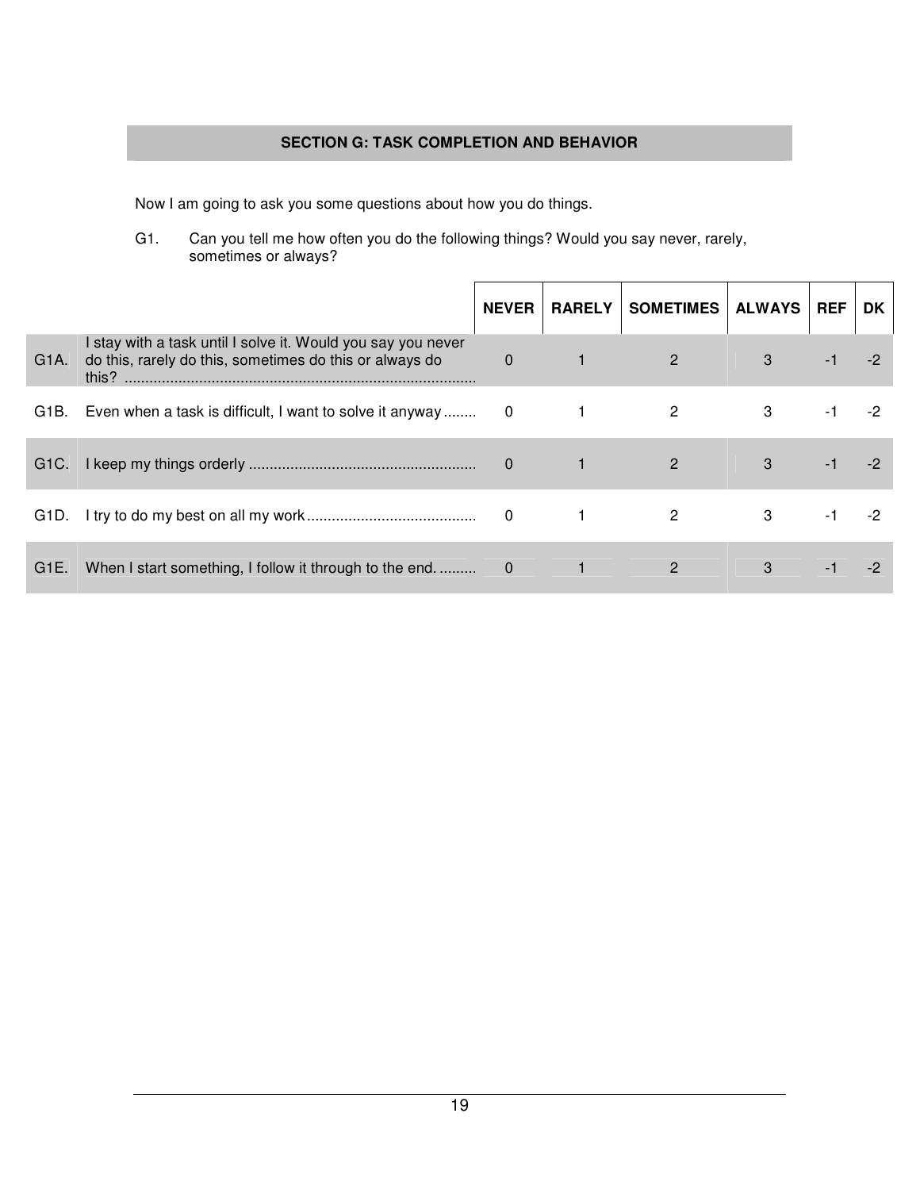## SECTION G: TASK COMPLETION AND BEHAVIOR

Now I am going to ask you some questions about how you do things.

G1. Can you tell me how often you do the following things? Would you say never, rarely, sometimes or always?

| | | NEVER | RARELY | SOMETIMES | ALWAYS | REF | DK |
|---|---|---|---|---|---|---|---|
| G1A. | I stay with a task until I solve it. Would you say you never do this, rarely do this, sometimes do this or always do this? .................................................................................... | 0 | 1 | 2 | 3 | -1 | -2 |
| G1B. | Even when a task is difficult, I want to solve it anyway ........ | 0 | 1 | 2 | 3 | -1 | -2 |
| G1C. | I keep my things orderly ...................................................... | 0 | 1 | 2 | 3 | -1 | -2 |
| G1D. | I try to do my best on all my work ......................................... | 0 | 1 | 2 | 3 | -1 | -2 |
| G1E. | When I start something, I follow it through to the end. ......... | 0 | 1 | 2 | 3 | -1 | -2 |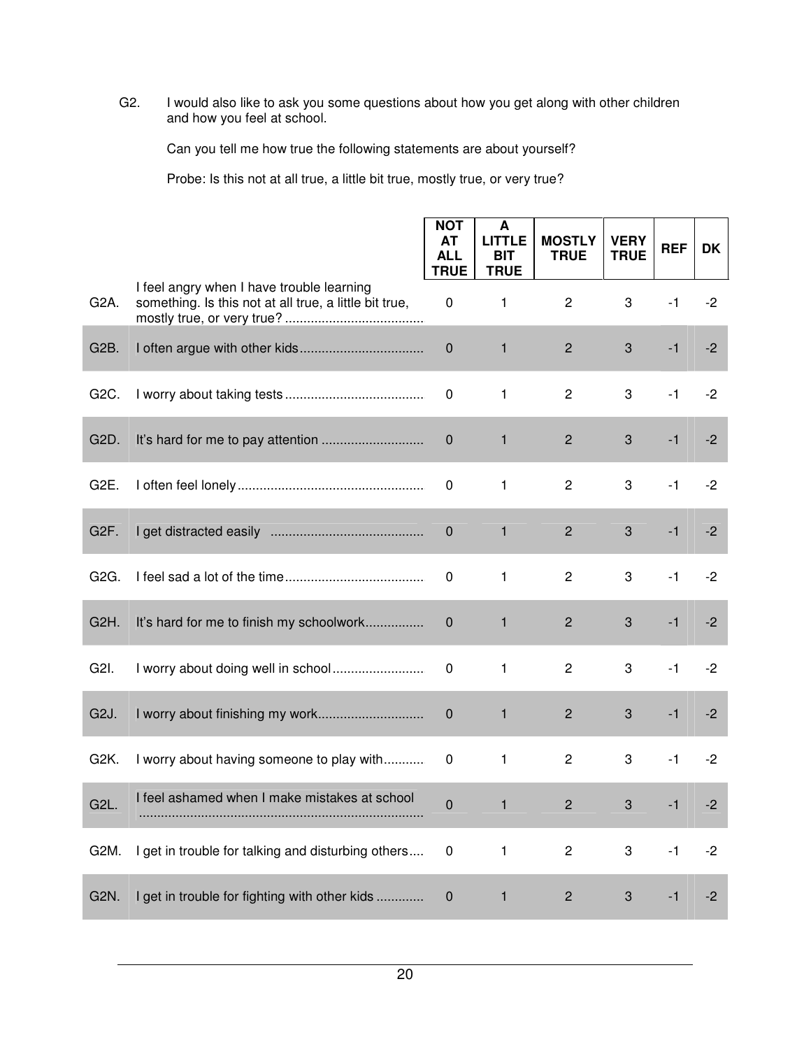G2. I would also like to ask you some questions about how you get along with other children and how you feel at school.

Can you tell me how true the following statements are about yourself?

Probe: Is this not at all true, a little bit true, mostly true, or very true?

| | | NOT AT ALL TRUE | A LITTLE BIT TRUE | MOSTLY TRUE | VERY TRUE | REF | DK |
|---|---|---|---|---|---|---|---|
| G2A. | I feel angry when I have trouble learning something. Is this not at all true, a little bit true, mostly true, or very true? ...................................... | 0 | 1 | 2 | 3 | -1 | -2 |
| G2B. | I often argue with other kids.................................. | 0 | 1 | 2 | 3 | -1 | -2 |
| G2C. | I worry about taking tests...................................... | 0 | 1 | 2 | 3 | -1 | -2 |
| G2D. | It's hard for me to pay attention ............................ | 0 | 1 | 2 | 3 | -1 | -2 |
| G2E. | I often feel lonely................................................... | 0 | 1 | 2 | 3 | -1 | -2 |
| G2F. | I get distracted easily .......................................... | 0 | 1 | 2 | 3 | -1 | -2 |
| G2G. | I feel sad a lot of the time...................................... | 0 | 1 | 2 | 3 | -1 | -2 |
| G2H. | It's hard for me to finish my schoolwork................ | 0 | 1 | 2 | 3 | -1 | -2 |
| G2I. | I worry about doing well in school......................... | 0 | 1 | 2 | 3 | -1 | -2 |
| G2J. | I worry about finishing my work............................ | 0 | 1 | 2 | 3 | -1 | -2 |
| G2K. | I worry about having someone to play with........... | 0 | 1 | 2 | 3 | -1 | -2 |
| G2L. | I feel ashamed when I make mistakes at school ............................................................................ | 0 | 1 | 2 | 3 | -1 | -2 |
| G2M. | I get in trouble for talking and disturbing others.... | 0 | 1 | 2 | 3 | -1 | -2 |
| G2N. | I get in trouble for fighting with other kids ............. | 0 | 1 | 2 | 3 | -1 | -2 |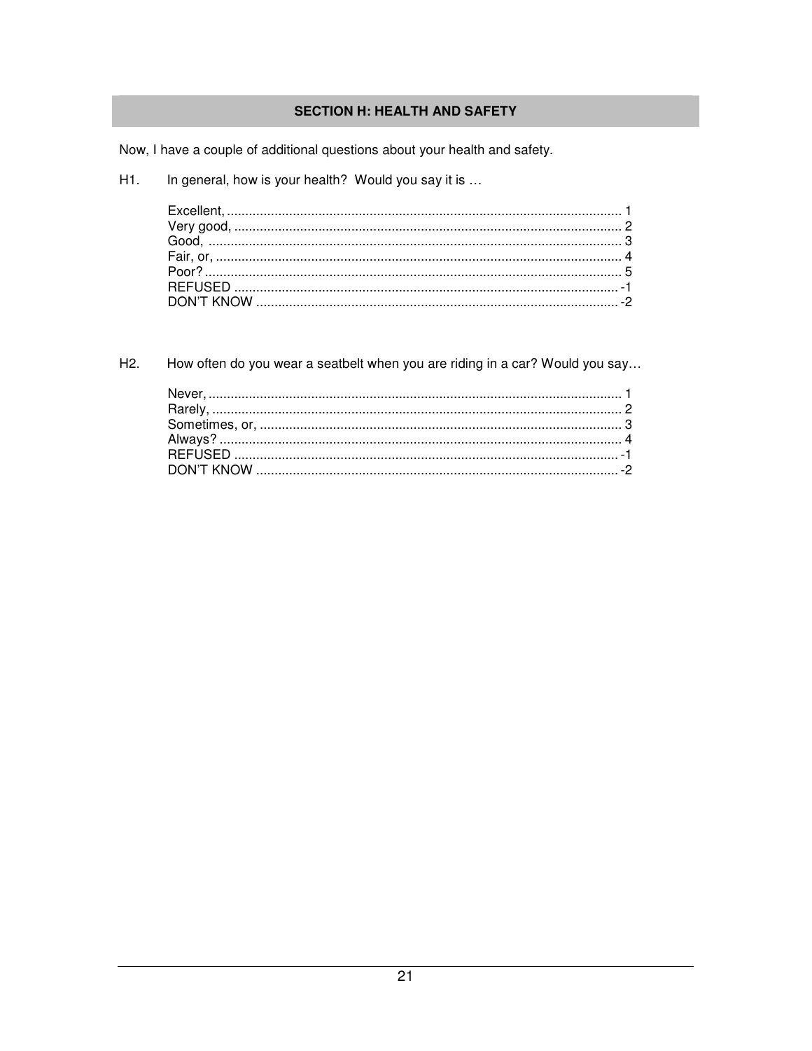## SECTION H: HEALTH AND SAFETY

Now, I have a couple of additional questions about your health and safety.

H1. In general, how is your health? Would you say it is …

| | |
|---|---|
| Excellent, | 1 |
| Very good, | 2 |
| Good, | 3 |
| Fair, or, | 4 |
| Poor? | 5 |
| REFUSED | -1 |
| DON'T KNOW | -2 |

H2. How often do you wear a seatbelt when you are riding in a car? Would you say…

| | |
|---|---|
| Never, | 1 |
| Rarely, | 2 |
| Sometimes, or, | 3 |
| Always? | 4 |
| REFUSED | -1 |
| DON'T KNOW | -2 |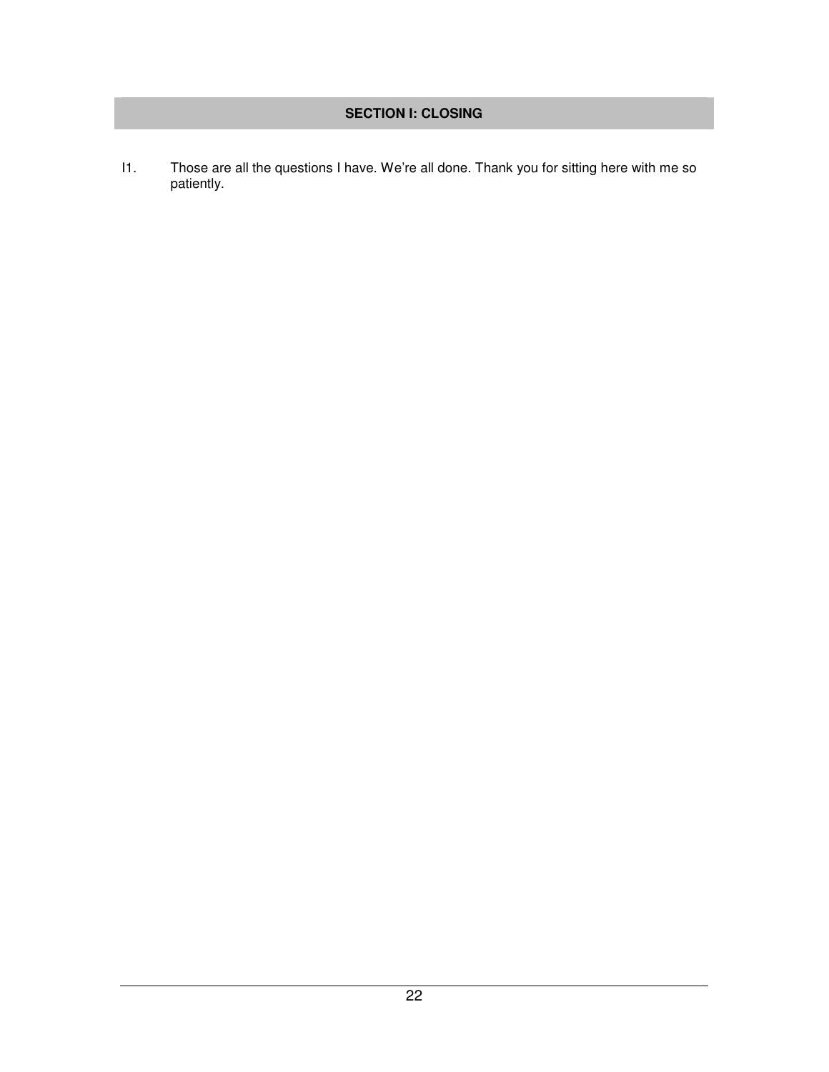## SECTION I: CLOSING

I1. Those are all the questions I have. We're all done. Thank you for sitting here with me so patiently.